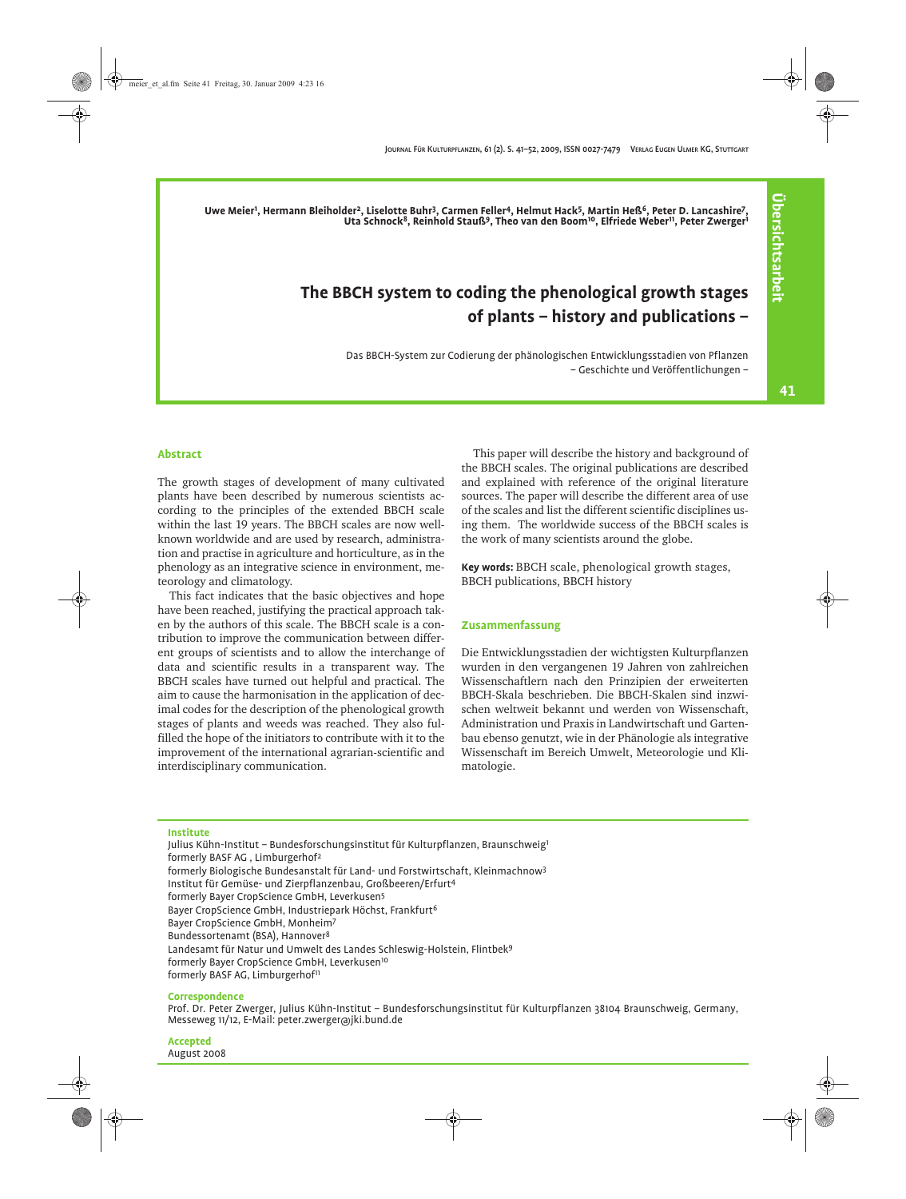Uwe Meier[1], Hermann Bleiholder[2], Liselotte Buhr[3], Carmen Feller[4], Helmut Hack[5], Martin Heß[6], Peter D. Lancashire[7], Uta Schnock[8], Reinhold Stauß[9], Theo van den Boom[10], Elfriede Weber[11], Peter Zwerger[1]

# The BBCH system to coding the phenological growth stages of plants – history and publications –

Das BBCH-System zur Codierung der phänologischen Entwicklungsstadien von Pflanzen – Geschichte und Veröffentlichungen –

## Abstract

The growth stages of development of many cultivated plants have been described by numerous scientists according to the principles of the extended BBCH scale within the last 19 years. The BBCH scales are now well-known worldwide and are used by research, administration and practise in agriculture and horticulture, as in the phenology as an integrative science in environment, meteorology and climatology.

This fact indicates that the basic objectives and hope have been reached, justifying the practical approach taken by the authors of this scale. The BBCH scale is a contribution to improve the communication between different groups of scientists and to allow the interchange of data and scientific results in a transparent way. The BBCH scales have turned out helpful and practical. The aim to cause the harmonisation in the application of decimal codes for the description of the phenological growth stages of plants and weeds was reached. They also fulfilled the hope of the initiators to contribute with it to the improvement of the international agrarian-scientific and interdisciplinary communication.

This paper will describe the history and background of the BBCH scales. The original publications are described and explained with reference of the original literature sources. The paper will describe the different area of use of the scales and list the different scientific disciplines using them. The worldwide success of the BBCH scales is the work of many scientists around the globe.

**Key words:** BBCH scale, phenological growth stages, BBCH publications, BBCH history

## Zusammenfassung

Die Entwicklungsstadien der wichtigsten Kulturpflanzen wurden in den vergangenen 19 Jahren von zahlreichen Wissenschaftlern nach den Prinzipien der erweiterten BBCH-Skala beschrieben. Die BBCH-Skalen sind inzwischen weltweit bekannt und werden von Wissenschaft, Administration und Praxis in Landwirtschaft und Gartenbau ebenso genutzt, wie in der Phänologie als integrative Wissenschaft im Bereich Umwelt, Meteorologie und Klimatologie.

**Institute**

Julius Kühn-Institut – Bundesforschungsinstitut für Kulturpflanzen, Braunschweig[1]
formerly BASF AG , Limburgerhof[2]
formerly Biologische Bundesanstalt für Land- und Forstwirtschaft, Kleinmachnow[3]
Institut für Gemüse- und Zierpflanzenbau, Großbeeren/Erfurt[4]
formerly Bayer CropScience GmbH, Leverkusen[5]
Bayer CropScience GmbH, Industriepark Höchst, Frankfurt[6]
Bayer CropScience GmbH, Monheim[7]
Bundessortenamt (BSA), Hannover[8]
Landesamt für Natur und Umwelt des Landes Schleswig-Holstein, Flintbek[9]
formerly Bayer CropScience GmbH, Leverkusen[10]
formerly BASF AG, Limburgerhof[11]

**Correspondence**

Prof. Dr. Peter Zwerger, Julius Kühn-Institut – Bundesforschungsinstitut für Kulturpflanzen 38104 Braunschweig, Germany, Messeweg 11/12, E-Mail: peter.zwerger@jki.bund.de

**Accepted**

August 2008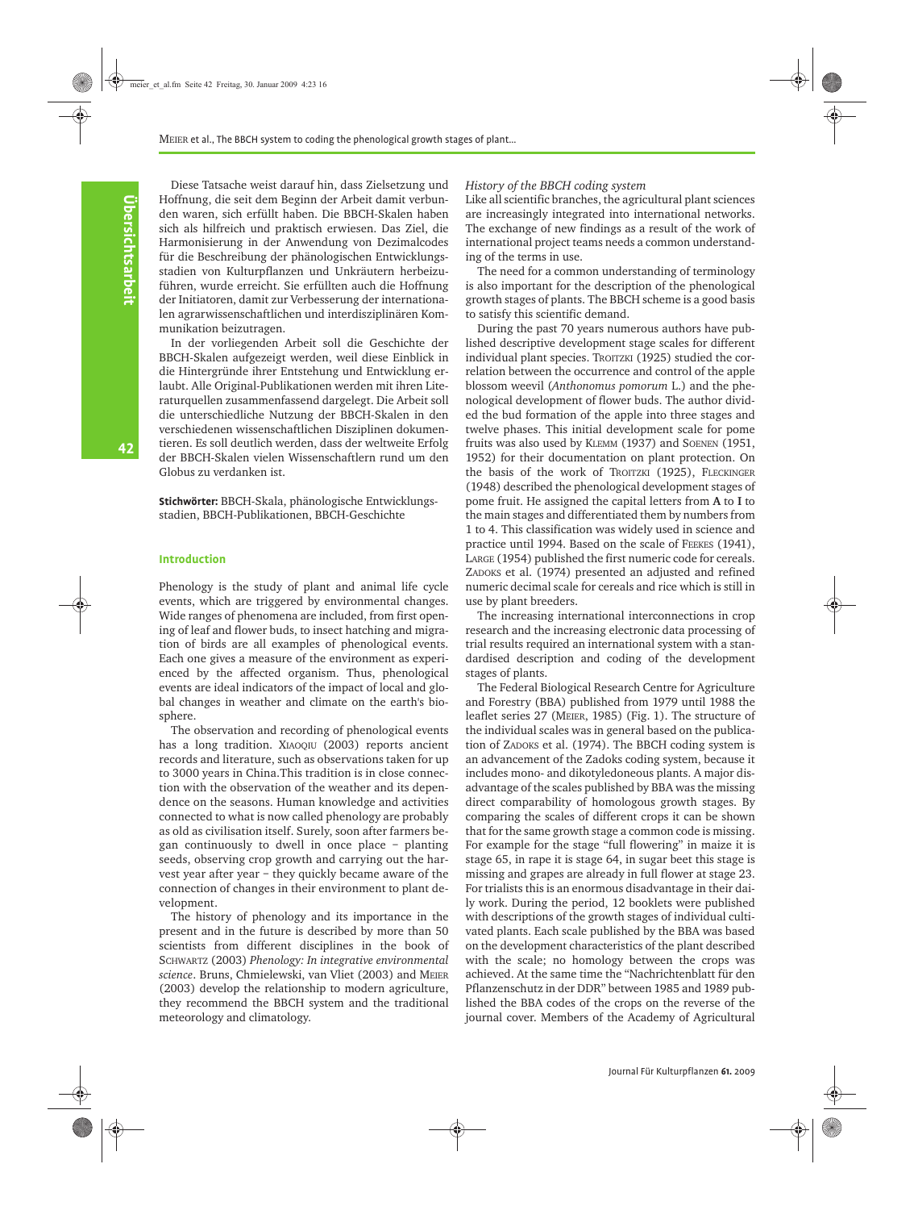Diese Tatsache weist darauf hin, dass Zielsetzung und Hoffnung, die seit dem Beginn der Arbeit damit verbunden waren, sich erfüllt haben. Die BBCH-Skalen haben sich als hilfreich und praktisch erwiesen. Das Ziel, die Harmonisierung in der Anwendung von Dezimalcodes für die Beschreibung der phänologischen Entwicklungsstadien von Kulturpflanzen und Unkräutern herbeizuführen, wurde erreicht. Sie erfüllten auch die Hoffnung der Initiatoren, damit zur Verbesserung der internationalen agrarwissenschaftlichen und interdisziplinären Kommunikation beizutragen.

In der vorliegenden Arbeit soll die Geschichte der BBCH-Skalen aufgezeigt werden, weil diese Einblick in die Hintergründe ihrer Entstehung und Entwicklung erlaubt. Alle Original-Publikationen werden mit ihren Literaturquellen zusammenfassend dargelegt. Die Arbeit soll die unterschiedliche Nutzung der BBCH-Skalen in den verschiedenen wissenschaftlichen Disziplinen dokumentieren. Es soll deutlich werden, dass der weltweite Erfolg der BBCH-Skalen vielen Wissenschaftlern rund um den Globus zu verdanken ist.

**Stichwörter:** BBCH-Skala, phänologische Entwicklungsstadien, BBCH-Publikationen, BBCH-Geschichte

## Introduction

Phenology is the study of plant and animal life cycle events, which are triggered by environmental changes. Wide ranges of phenomena are included, from first opening of leaf and flower buds, to insect hatching and migration of birds are all examples of phenological events. Each one gives a measure of the environment as experienced by the affected organism. Thus, phenological events are ideal indicators of the impact of local and global changes in weather and climate on the earth's biosphere.

The observation and recording of phenological events has a long tradition. XIAOQIU (2003) reports ancient records and literature, such as observations taken for up to 3000 years in China.This tradition is in close connection with the observation of the weather and its dependence on the seasons. Human knowledge and activities connected to what is now called phenology are probably as old as civilisation itself. Surely, soon after farmers began continuously to dwell in once place – planting seeds, observing crop growth and carrying out the harvest year after year – they quickly became aware of the connection of changes in their environment to plant development.

The history of phenology and its importance in the present and in the future is described by more than 50 scientists from different disciplines in the book of SCHWARTZ (2003) *Phenology: In integrative environmental science*. Bruns, Chmielewski, van Vliet (2003) and MEIER (2003) develop the relationship to modern agriculture, they recommend the BBCH system and the traditional meteorology and climatology.

*History of the BBCH coding system*

Like all scientific branches, the agricultural plant sciences are increasingly integrated into international networks. The exchange of new findings as a result of the work of international project teams needs a common understanding of the terms in use.

The need for a common understanding of terminology is also important for the description of the phenological growth stages of plants. The BBCH scheme is a good basis to satisfy this scientific demand.

During the past 70 years numerous authors have published descriptive development stage scales for different individual plant species. TROITZKI (1925) studied the correlation between the occurrence and control of the apple blossom weevil (*Anthonomus pomorum* L.) and the phenological development of flower buds. The author divided the bud formation of the apple into three stages and twelve phases. This initial development scale for pome fruits was also used by KLEMM (1937) and SOENEN (1951, 1952) for their documentation on plant protection. On the basis of the work of TROITZKI (1925), FLECKINGER (1948) described the phenological development stages of pome fruit. He assigned the capital letters from **A** to **I** to the main stages and differentiated them by numbers from 1 to 4. This classification was widely used in science and practice until 1994. Based on the scale of FEEKES (1941), LARGE (1954) published the first numeric code for cereals. ZADOKS et al. (1974) presented an adjusted and refined numeric decimal scale for cereals and rice which is still in use by plant breeders.

The increasing international interconnections in crop research and the increasing electronic data processing of trial results required an international system with a standardised description and coding of the development stages of plants.

The Federal Biological Research Centre for Agriculture and Forestry (BBA) published from 1979 until 1988 the leaflet series 27 (MEIER, 1985) (Fig. 1). The structure of the individual scales was in general based on the publication of ZADOKS et al. (1974). The BBCH coding system is an advancement of the Zadoks coding system, because it includes mono- and dikotyledoneous plants. A major disadvantage of the scales published by BBA was the missing direct comparability of homologous growth stages. By comparing the scales of different crops it can be shown that for the same growth stage a common code is missing. For example for the stage "full flowering" in maize it is stage 65, in rape it is stage 64, in sugar beet this stage is missing and grapes are already in full flower at stage 23. For trialists this is an enormous disadvantage in their daily work. During the period, 12 booklets were published with descriptions of the growth stages of individual cultivated plants. Each scale published by the BBA was based on the development characteristics of the plant described with the scale; no homology between the crops was achieved. At the same time the "Nachrichtenblatt für den Pflanzenschutz in der DDR" between 1985 and 1989 published the BBA codes of the crops on the reverse of the journal cover. Members of the Academy of Agricultural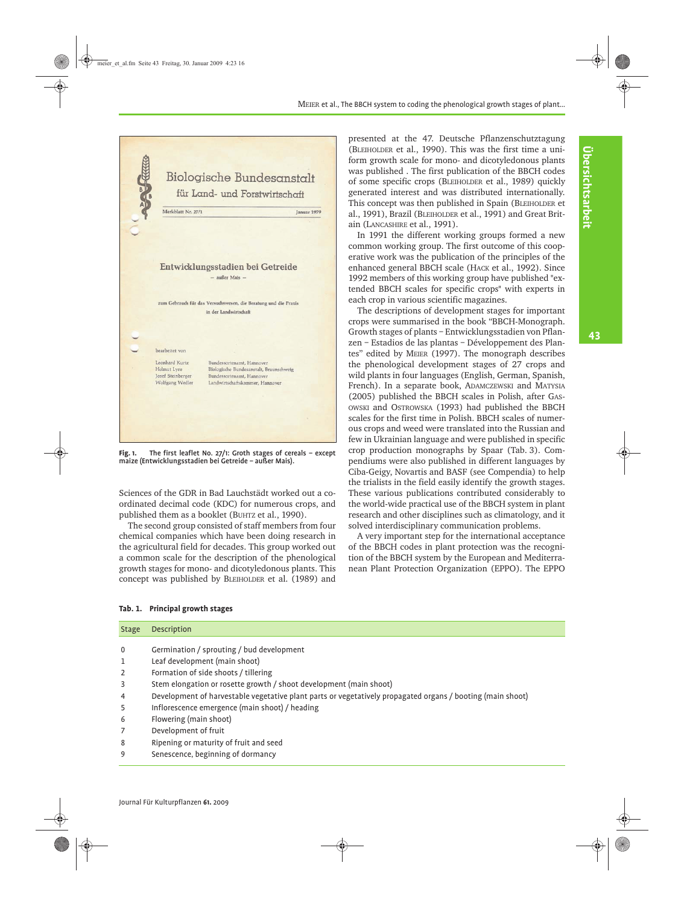Fig. 1. The first leaflet No. 27/1: Groth stages of cereals – except maize (Entwicklungsstadien bei Getreide – außer Mais).

Sciences of the GDR in Bad Lauchstädt worked out a coordinated decimal code (KDC) for numerous crops, and published them as a booklet (BUHTZ et al., 1990).

The second group consisted of staff members from four chemical companies which have been doing research in the agricultural field for decades. This group worked out a common scale for the description of the phenological growth stages for mono- and dicotyledonous plants. This concept was published by BLEIHOLDER et al. (1989) and presented at the 47. Deutsche Pflanzenschutztagung (BLEIHOLDER et al., 1990). This was the first time a uniform growth scale for mono- and dicotyledonous plants was published . The first publication of the BBCH codes of some specific crops (BLEIHOLDER et al., 1989) quickly generated interest and was distributed internationally. This concept was then published in Spain (BLEIHOLDER et al., 1991), Brazil (BLEIHOLDER et al., 1991) and Great Britain (LANCASHIRE et al., 1991).

In 1991 the different working groups formed a new common working group. The first outcome of this cooperative work was the publication of the principles of the enhanced general BBCH scale (HACK et al., 1992). Since 1992 members of this working group have published "extended BBCH scales for specific crops" with experts in each crop in various scientific magazines.

The descriptions of development stages for important crops were summarised in the book "BBCH-Monograph. Growth stages of plants – Entwicklungsstadien von Pflanzen – Estadios de las plantas – Développement des Plantes" edited by MEIER (1997). The monograph describes the phenological development stages of 27 crops and wild plants in four languages (English, German, Spanish, French). In a separate book, ADAMCZEWSKI and MATYSIA (2005) published the BBCH scales in Polish, after GASOWSKI and OSTROWSKA (1993) had published the BBCH scales for the first time in Polish. BBCH scales of numerous crops and weed were translated into the Russian and few in Ukrainian language and were published in specific crop production monographs by Spaar (Tab. 3). Compendiums were also published in different languages by Ciba-Geigy, Novartis and BASF (see Compendia) to help the trialists in the field easily identify the growth stages. These various publications contributed considerably to the world-wide practical use of the BBCH system in plant research and other disciplines such as climatology, and it solved interdisciplinary communication problems.

A very important step for the international acceptance of the BBCH codes in plant protection was the recognition of the BBCH system by the European and Mediterranean Plant Protection Organization (EPPO). The EPPO

**Tab. 1. Principal growth stages**

| Stage | Description |
|---|---|
| 0 | Germination / sprouting / bud development |
| 1 | Leaf development (main shoot) |
| 2 | Formation of side shoots / tillering |
| 3 | Stem elongation or rosette growth / shoot development (main shoot) |
| 4 | Development of harvestable vegetative plant parts or vegetatively propagated organs / booting (main shoot) |
| 5 | Inflorescence emergence (main shoot) / heading |
| 6 | Flowering (main shoot) |
| 7 | Development of fruit |
| 8 | Ripening or maturity of fruit and seed |
| 9 | Senescence, beginning of dormancy |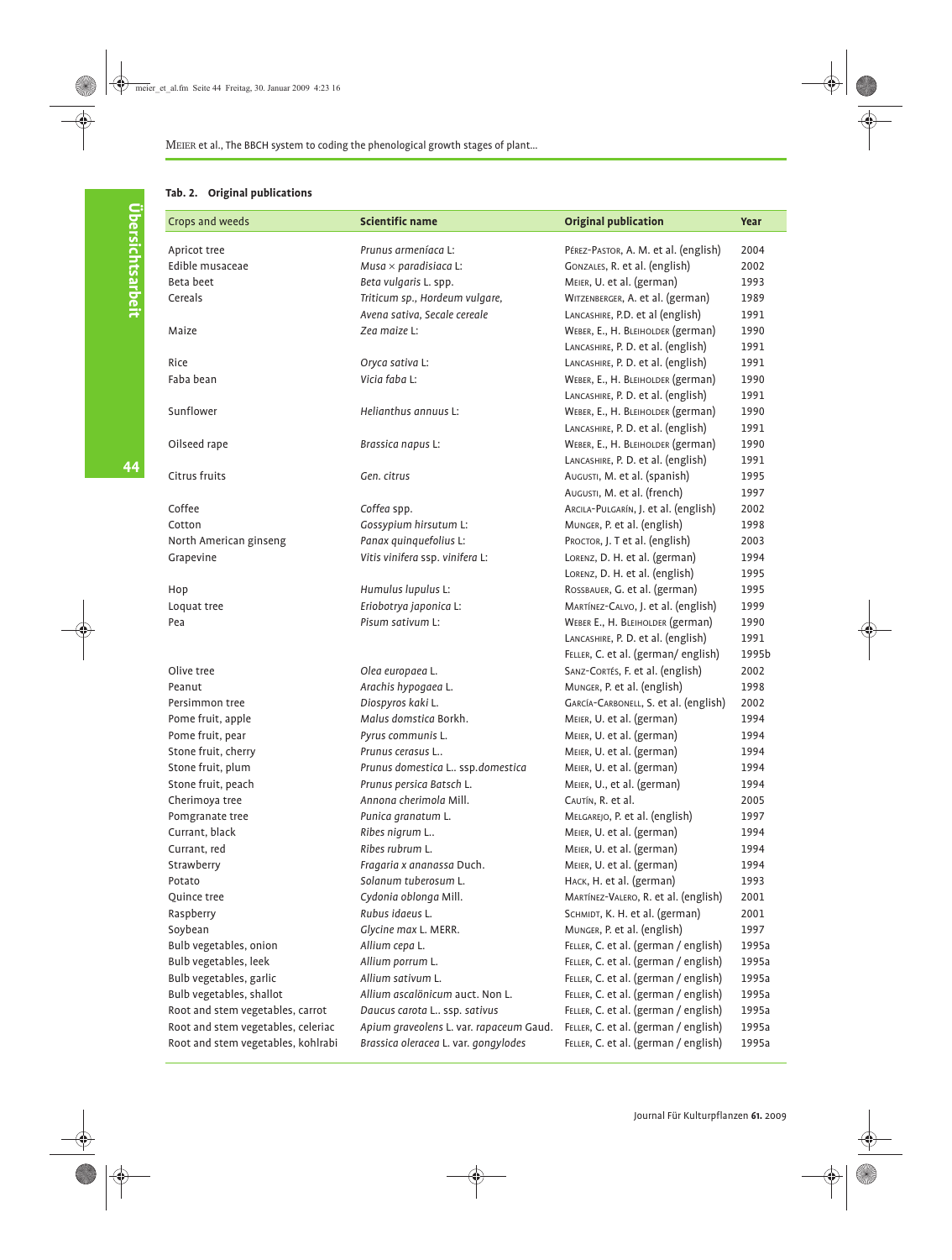**Tab. 2. Original publications**

| Crops and weeds | Scientific name | Original publication | Year |
|---|---|---|---|
| Apricot tree | *Prunus armeníaca* L: | PÉREZ-PASTOR, A. M. et al. (english) | 2004 |
| Edible musaceae | *Musa × paradisiaca* L: | GONZALES, R. et al. (english) | 2002 |
| Beta beet | *Beta vulgaris* L. spp. | MEIER, U. et al. (german) | 1993 |
| Cereals | *Triticum sp., Hordeum vulgare,* | WITZENBERGER, A. et al. (german) | 1989 |
| | *Avena sativa, Secale cereale* | LANCASHIRE, P.D. et al (english) | 1991 |
| Maize | *Zea maize* L: | WEBER, E., H. BLEIHOLDER (german) | 1990 |
| | | LANCASHIRE, P. D. et al. (english) | 1991 |
| Rice | *Oryca sativa* L: | LANCASHIRE, P. D. et al. (english) | 1991 |
| Faba bean | *Vicia faba* L: | WEBER, E., H. BLEIHOLDER (german) | 1990 |
| | | LANCASHIRE, P. D. et al. (english) | 1991 |
| Sunflower | *Helianthus annuus* L: | WEBER, E., H. BLEIHOLDER (german) | 1990 |
| | | LANCASHIRE, P. D. et al. (english) | 1991 |
| Oilseed rape | *Brassica napus* L: | WEBER, E., H. BLEIHOLDER (german) | 1990 |
| | | LANCASHIRE, P. D. et al. (english) | 1991 |
| Citrus fruits | *Gen. citrus* | AUGUSTI, M. et al. (spanish) | 1995 |
| | | AUGUSTI, M. et al. (french) | 1997 |
| Coffee | *Coffea* spp. | ARCILA-PULGARÍN, J. et al. (english) | 2002 |
| Cotton | *Gossypium hirsutum* L: | MUNGER, P. et al. (english) | 1998 |
| North American ginseng | *Panax quinquefolius* L: | PROCTOR, J. T et al. (english) | 2003 |
| Grapevine | *Vitis vinifera* ssp. *vinifera* L: | LORENZ, D. H. et al. (german) | 1994 |
| | | LORENZ, D. H. et al. (english) | 1995 |
| Hop | *Humulus lupulus* L: | ROSSBAUER, G. et al. (german) | 1995 |
| Loquat tree | *Eriobotrya japonica* L: | MARTÍNEZ-CALVO, J. et al. (english) | 1999 |
| Pea | *Pisum sativum* L: | WEBER E., H. BLEIHOLDER (german) | 1990 |
| | | LANCASHIRE, P. D. et al. (english) | 1991 |
| | | FELLER, C. et al. (german/ english) | 1995b |
| Olive tree | *Olea europaea* L. | SANZ-CORTÉS, F. et al. (english) | 2002 |
| Peanut | *Arachis hypogaea* L. | MUNGER, P. et al. (english) | 1998 |
| Persimmon tree | *Diospyros kaki* L. | GARCÍA-CARBONELL, S. et al. (english) | 2002 |
| Pome fruit, apple | *Malus domstica* Borkh. | MEIER, U. et al. (german) | 1994 |
| Pome fruit, pear | *Pyrus communis* L. | MEIER, U. et al. (german) | 1994 |
| Stone fruit, cherry | *Prunus cerasus* L.. | MEIER, U. et al. (german) | 1994 |
| Stone fruit, plum | *Prunus domestica* L.. ssp.*domestica* | MEIER, U. et al. (german) | 1994 |
| Stone fruit, peach | *Prunus persica* Batsch L. | MEIER, U., et al. (german) | 1994 |
| Cherimoya tree | *Annona cherimola* Mill. | CAUTÍN, R. et al. | 2005 |
| Pomgranate tree | *Punica granatum* L. | MELGAREJO, P. et al. (english) | 1997 |
| Currant, black | *Ribes nigrum* L.. | MEIER, U. et al. (german) | 1994 |
| Currant, red | *Ribes rubrum* L. | MEIER, U. et al. (german) | 1994 |
| Strawberry | *Fragaria x ananassa* Duch. | MEIER, U. et al. (german) | 1994 |
| Potato | *Solanum tuberosum* L. | HACK, H. et al. (german) | 1993 |
| Quince tree | *Cydonia oblonga* Mill. | MARTÍNEZ-VALERO, R. et al. (english) | 2001 |
| Raspberry | *Rubus idaeus* L. | SCHMIDT, K. H. et al. (german) | 2001 |
| Soybean | *Glycine max* L. MERR. | MUNGER, P. et al. (english) | 1997 |
| Bulb vegetables, onion | *Allium cepa* L. | FELLER, C. et al. (german / english) | 1995a |
| Bulb vegetables, leek | *Allium porrum* L. | FELLER, C. et al. (german / english) | 1995a |
| Bulb vegetables, garlic | *Allium sativum* L. | FELLER, C. et al. (german / english) | 1995a |
| Bulb vegetables, shallot | *Allium ascalönicum* auct. Non L. | FELLER, C. et al. (german / english) | 1995a |
| Root and stem vegetables, carrot | *Daucus carota* L.. ssp. *sativus* | FELLER, C. et al. (german / english) | 1995a |
| Root and stem vegetables, celeriac | *Apium graveolens* L. var. *rapaceum* Gaud. | FELLER, C. et al. (german / english) | 1995a |
| Root and stem vegetables, kohlrabi | *Brassica oleracea* L. var. *gongylodes* | FELLER, C. et al. (german / english) | 1995a |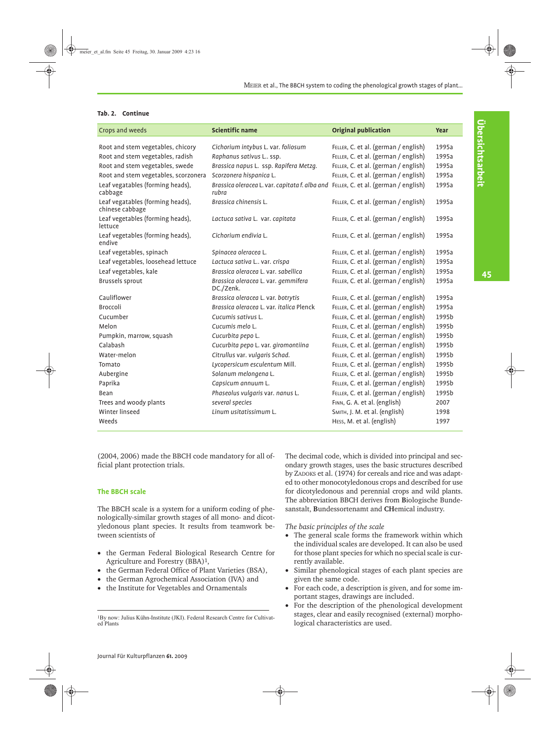**Tab. 2. Continue**

| Crops and weeds | Scientific name | Original publication | Year |
|---|---|---|---|
| Root and stem vegetables, chicory | *Cichorium intybus* L. var. *foliosum* | Feller, C. et al. (german / english) | 1995a |
| Root and stem vegetables, radish | *Raphanus sativus* L.. ssp. | Feller, C. et al. (german / english) | 1995a |
| Root and stem vegetables, swede | *Brassica napus* L. ssp. *Rapifera Metzg.* | Feller, C. et al. (german / english) | 1995a |
| Root and stem vegetables, scorzonera | *Scorzonera hispanica* L. | Feller, C. et al. (german / english) | 1995a |
| Leaf vegatables (forming heads), cabbage | *Brassica oleracea* L. var. *capitata f. alba and rubra* | Feller, C. et al. (german / english) | 1995a |
| Leaf vegatables (forming heads), chinese cabbage | *Brassica chinensis* L. | Feller, C. et al. (german / english) | 1995a |
| Leaf vegatables (forming heads), lettuce | *Lactuca sativa* L. var. *capitata* | Feller, C. et al. (german / english) | 1995a |
| Leaf vegatables (forming heads), endive | *Cichorium endivia* L. | Feller, C. et al. (german / english) | 1995a |
| Leaf vegetables, spinach | *Spinacea oleracea* L. | Feller, C. et al. (german / english) | 1995a |
| Leaf vegetables, loosehead lettuce | *Lactuca sativa* L.. var. *crispa* | Feller, C. et al. (german / english) | 1995a |
| Leaf vegetables, kale | *Brassica oleracea* L. var. *sabellica* | Feller, C. et al. (german / english) | 1995a |
| Brussels sprout | *Brassica oleracea* L. var. *gemmifera* DC./Zenk. | Feller, C. et al. (german / english) | 1995a |
| Cauliflower | *Brassica oleracea* L. var. *botrytis* | Feller, C. et al. (german / english) | 1995a |
| Broccoli | *Brassica oleracea* L. var. *italica* Plenck | Feller, C. et al. (german / english) | 1995a |
| Cucumber | *Cucumis sativus* L. | Feller, C. et al. (german / english) | 1995b |
| Melon | *Cucumis melo* L. | Feller, C. et al. (german / english) | 1995b |
| Pumpkin, marrow, squash | *Cucurbita pepo* L. | Feller, C. et al. (german / english) | 1995b |
| Calabash | *Cucurbita pepo* L. var. *giromontiina* | Feller, C. et al. (german / english) | 1995b |
| Water-melon | *Citrullus* var. *vulgaris Schad.* | Feller, C. et al. (german / english) | 1995b |
| Tomato | *Lycopersicum esculentum* Mill. | Feller, C. et al. (german / english) | 1995b |
| Aubergine | *Solanum melongena* L. | Feller, C. et al. (german / english) | 1995b |
| Paprika | *Capsicum annuum* L. | Feller, C. et al. (german / english) | 1995b |
| Bean | *Phaseolus vulgaris* var. *nanus* L. | Feller, C. et al. (german / english) | 1995b |
| Trees and woody plants | *several species* | Finn, G. A. et al. (english) | 2007 |
| Winter linseed | *Linum usitatissimum* L. | Smith, J. M. et al. (english) | 1998 |
| Weeds | | Hess, M. et al. (english) | 1997 |

(2004, 2006) made the BBCH code mandatory for all official plant protection trials.

### The BBCH scale

The BBCH scale is a system for a uniform coding of phenologically-similar growth stages of all mono- and dicotyledonous plant species. It results from teamwork between scientists of

- the German Federal Biological Research Centre for Agriculture and Forestry (BBA)[1],
- the German Federal Office of Plant Varieties (BSA),
- the German Agrochemical Association (IVA) and
- the Institute for Vegetables and Ornamentals

[1]By now: Julius Kühn-Institute (JKI). Federal Research Centre for Cultivated Plants

The decimal code, which is divided into principal and secondary growth stages, uses the basic structures described by Zadoks et al. (1974) for cereals and rice and was adapted to other monocotyledonous crops and described for use for dicotyledonous and perennial crops and wild plants. The abbreviation BBCH derives from **B**iologische Bundesanstalt, **B**undessortenamt and **CH**emical industry.

*The basic principles of the scale*

- The general scale forms the framework within which the individual scales are developed. It can also be used for those plant species for which no special scale is currently available.
- Similar phenological stages of each plant species are given the same code.
- For each code, a description is given, and for some important stages, drawings are included.
- For the description of the phenological development stages, clear and easily recognised (external) morphological characteristics are used.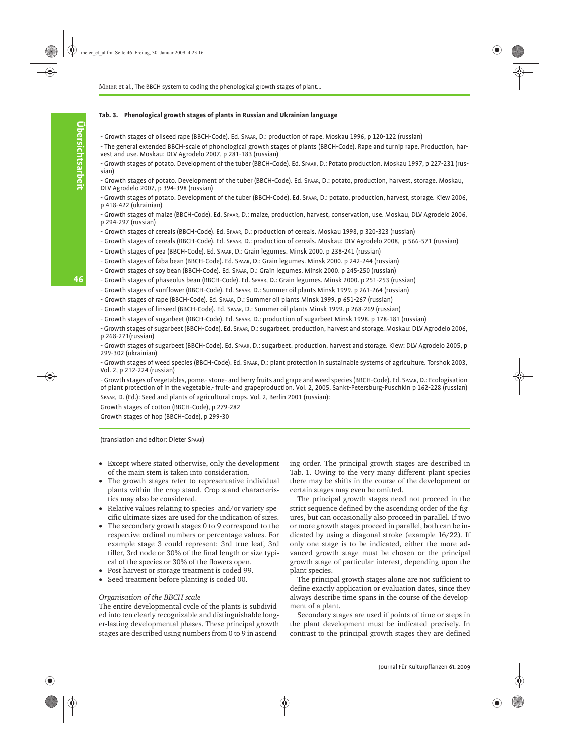**Tab. 3. Phenological growth stages of plants in Russian and Ukrainian language**

- Growth stages of oilseed rape (BBCH-Code). Ed. SPAAR, D.: production of rape. Moskau 1996, p 120-122 (russian)
- The general extended BBCH-scale of phonological growth stages of plants (BBCH-Code). Rape and turnip rape. Production, harvest and use. Moskau: DLV Agrodelo 2007, p 281-183 (russian)
- Growth stages of potato. Development of the tuber (BBCH-Code). Ed. SPAAR, D.: Potato production. Moskau 1997, p 227-231 (russian)
- Growth stages of potato. Development of the tuber (BBCH-Code). Ed. SPAAR, D.: potato, production, harvest, storage. Moskau, DLV Agrodelo 2007, p 394-398 (russian)
- Growth stages of potato. Development of the tuber (BBCH-Code). Ed. SPAAR, D.: potato, production, harvest, storage. Kiew 2006, p 418-422 (ukrainian)
- Growth stages of maize (BBCH-Code). Ed. SPAAR, D.: maize, production, harvest, conservation, use. Moskau, DLV Agrodelo 2006, p 294-297 (russian)
- Growth stages of cereals (BBCH-Code). Ed. SPAAR, D.: production of cereals. Moskau 1998, p 320-323 (russian)
- Growth stages of cereals (BBCH-Code). Ed. SPAAR, D.: production of cereals. Moskau: DLV Agrodelo 2008, p 566-571 (russian)
- Growth stages of pea (BBCH-Code). Ed. SPAAR, D.: Grain legumes. Minsk 2000. p 238-241 (russian)
- Growth stages of faba bean (BBCH-Code). Ed. SPAAR, D.: Grain legumes. Minsk 2000. p 242-244 (russian)
- Growth stages of soy bean (BBCH-Code). Ed. SPAAR, D.: Grain legumes. Minsk 2000. p 245-250 (russian)
- Growth stages of phaseolus bean (BBCH-Code). Ed. SPAAR, D.: Grain legumes. Minsk 2000. p 251-253 (russian)
- Growth stages of sunflower (BBCH-Code). Ed. SPAAR, D.: Summer oil plants Minsk 1999. p 261-264 (russian)
- Growth stages of rape (BBCH-Code). Ed. SPAAR, D.: Summer oil plants Minsk 1999. p 651-267 (russian)
- Growth stages of linseed (BBCH-Code). Ed. SPAAR, D.: Summer oil plants Minsk 1999. p 268-269 (russian)
- Growth stages of sugarbeet (BBCH-Code). Ed. SPAAR, D.: production of sugarbeet Minsk 1998. p 178-181 (russian)
- Growth stages of sugarbeet (BBCH-Code). Ed. SPAAR, D.: sugarbeet. production, harvest and storage. Moskau: DLV Agrodelo 2006, p 268-271(russian)
- Growth stages of sugarbeet (BBCH-Code). Ed. SPAAR, D.: sugarbeet. production, harvest and storage. Kiew: DLV Agrodelo 2005, p 299-302 (ukrainian)
- Growth stages of weed species (BBCH-Code). Ed. SPAAR, D.: plant protection in sustainable systems of agriculture. Torshok 2003, Vol. 2, p 212-224 (russian)
- Growth stages of vegetables, pome,- stone- and berry fruits and grape and weed species (BBCH-Code). Ed. SPAAR, D.: Ecologisation of plant protection of in the vegetable,- fruit- and grapeproduction. Vol. 2, 2005, Sankt-Petersburg-Puschkin p 162-228 (russian)

SPAAR, D. (Ed.): Seed and plants of agricultural crops. Vol. 2, Berlin 2001 (russian):

Growth stages of cotton (BBCH-Code), p 279-282

Growth stages of hop (BBCH-Code), p 299-30

(translation and editor: Dieter SPAAR)

- Except where stated otherwise, only the development of the main stem is taken into consideration.
- The growth stages refer to representative individual plants within the crop stand. Crop stand characteristics may also be considered.
- Relative values relating to species- and/or variety-specific ultimate sizes are used for the indication of sizes.
- The secondary growth stages 0 to 9 correspond to the respective ordinal numbers or percentage values. For example stage 3 could represent: 3rd true leaf, 3rd tiller, 3rd node or 30% of the final length or size typical of the species or 30% of the flowers open.
- Post harvest or storage treatment is coded 99.
- Seed treatment before planting is coded 00.

*Organisation of the BBCH scale*

The entire developmental cycle of the plants is subdivided into ten clearly recognizable and distinguishable longer-lasting developmental phases. These principal growth stages are described using numbers from 0 to 9 in ascending order. The principal growth stages are described in Tab. 1. Owing to the very many different plant species there may be shifts in the course of the development or certain stages may even be omitted.

The principal growth stages need not proceed in the strict sequence defined by the ascending order of the figures, but can occasionally also proceed in parallel. If two or more growth stages proceed in parallel, both can be indicated by using a diagonal stroke (example 16/22). If only one stage is to be indicated, either the more advanced growth stage must be chosen or the principal growth stage of particular interest, depending upon the plant species.

The principal growth stages alone are not sufficient to define exactly application or evaluation dates, since they always describe time spans in the course of the development of a plant.

Secondary stages are used if points of time or steps in the plant development must be indicated precisely. In contrast to the principal growth stages they are defined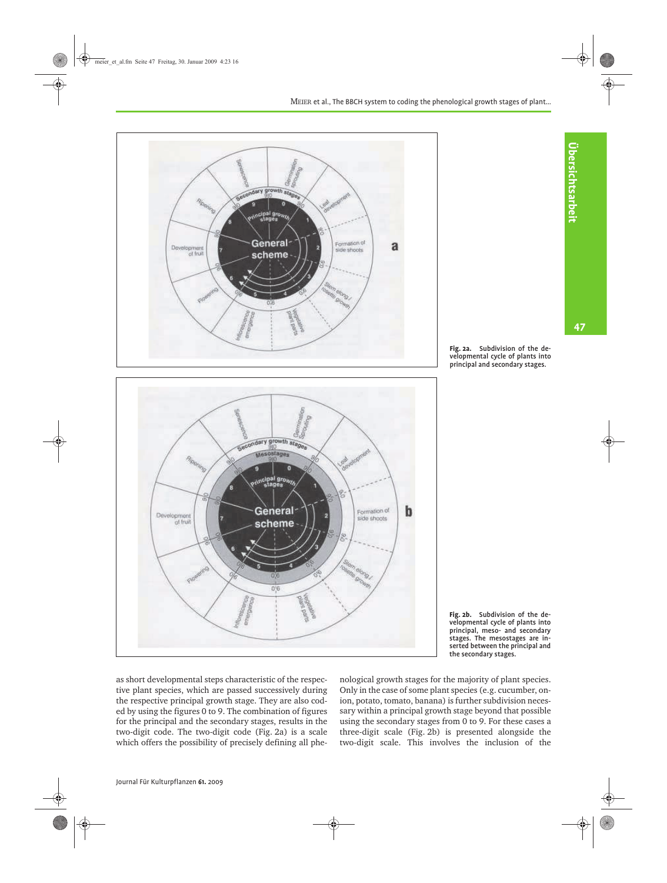Fig. 2a. Subdivision of the developmental cycle of plants into principal and secondary stages.

Fig. 2b. Subdivision of the developmental cycle of plants into principal, meso- and secondary stages. The mesostages are inserted between the principal and the secondary stages.

as short developmental steps characteristic of the respective plant species, which are passed successively during the respective principal growth stage. They are also coded by using the figures 0 to 9. The combination of figures for the principal and the secondary stages, results in the two-digit code. The two-digit code (Fig. 2a) is a scale which offers the possibility of precisely defining all phenological growth stages for the majority of plant species. Only in the case of some plant species (e.g. cucumber, onion, potato, tomato, banana) is further subdivision necessary within a principal growth stage beyond that possible using the secondary stages from 0 to 9. For these cases a three-digit scale (Fig. 2b) is presented alongside the two-digit scale. This involves the inclusion of the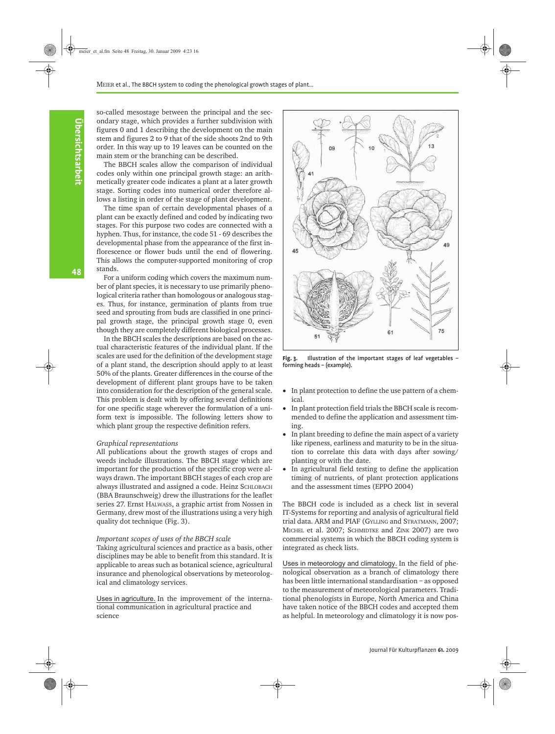so-called mesostage between the principal and the secondary stage, which provides a further subdivision with figures 0 and 1 describing the development on the main stem and figures 2 to 9 that of the side shoots 2nd to 9th order. In this way up to 19 leaves can be counted on the main stem or the branching can be described.

The BBCH scales allow the comparison of individual codes only within one principal growth stage: an arithmetically greater code indicates a plant at a later growth stage. Sorting codes into numerical order therefore allows a listing in order of the stage of plant development.

The time span of certain developmental phases of a plant can be exactly defined and coded by indicating two stages. For this purpose two codes are connected with a hyphen. Thus, for instance, the code 51 - 69 describes the developmental phase from the appearance of the first inflorescence or flower buds until the end of flowering. This allows the computer-supported monitoring of crop stands.

For a uniform coding which covers the maximum number of plant species, it is necessary to use primarily phenological criteria rather than homologous or analogous stages. Thus, for instance, germination of plants from true seed and sprouting from buds are classified in one principal growth stage, the principal growth stage 0, even though they are completely different biological processes.

In the BBCH scales the descriptions are based on the actual characteristic features of the individual plant. If the scales are used for the definition of the development stage of a plant stand, the description should apply to at least 50% of the plants. Greater differences in the course of the development of different plant groups have to be taken into consideration for the description of the general scale. This problem is dealt with by offering several definitions for one specific stage wherever the formulation of a uniform text is impossible. The following letters show to which plant group the respective definition refers.

*Graphical representations*

All publications about the growth stages of crops and weeds include illustrations. The BBCH stage which are important for the production of the specific crop were always drawn. The important BBCH stages of each crop are always illustrated and assigned a code. Heinz SCHLOBACH (BBA Braunschweig) drew the illustrations for the leaflet series 27. Ernst HALWASS, a graphic artist from Nossen in Germany, drew most of the illustrations using a very high quality dot technique (Fig. 3).

**Fig. 3.** Illustration of the important stages of leaf vegetables – forming heads – (example).

*Important scopes of uses of the BBCH scale*

Taking agricultural sciences and practice as a basis, other disciplines may be able to benefit from this standard. It is applicable to areas such as botanical science, agricultural insurance and phenological observations by meteorological and climatology services.

Uses in agriculture. In the improvement of the international communication in agricultural practice and science

- In plant protection to define the use pattern of a chemical.
- In plant protection field trials the BBCH scale is recommended to define the application and assessment timing.
- In plant breeding to define the main aspect of a variety like ripeness, earliness and maturity to be in the situation to correlate this data with days after sowing/planting or with the date.
- In agricultural field testing to define the application timing of nutrients, of plant protection applications and the assessment times (EPPO 2004)

The BBCH code is included as a check list in several IT-Systems for reporting and analysis of agricultural field trial data. ARM and PIAF (GYLLING and STRATMANN, 2007; MICHEL et al. 2007; SCHMIDTKE and ZINK 2007) are two commercial systems in which the BBCH coding system is integrated as check lists.

Uses in meteorology and climatology. In the field of phenological observation as a branch of climatology there has been little international standardisation – as opposed to the measurement of meteorological parameters. Traditional phenologists in Europe, North America and China have taken notice of the BBCH codes and accepted them as helpful. In meteorology and climatology it is now pos-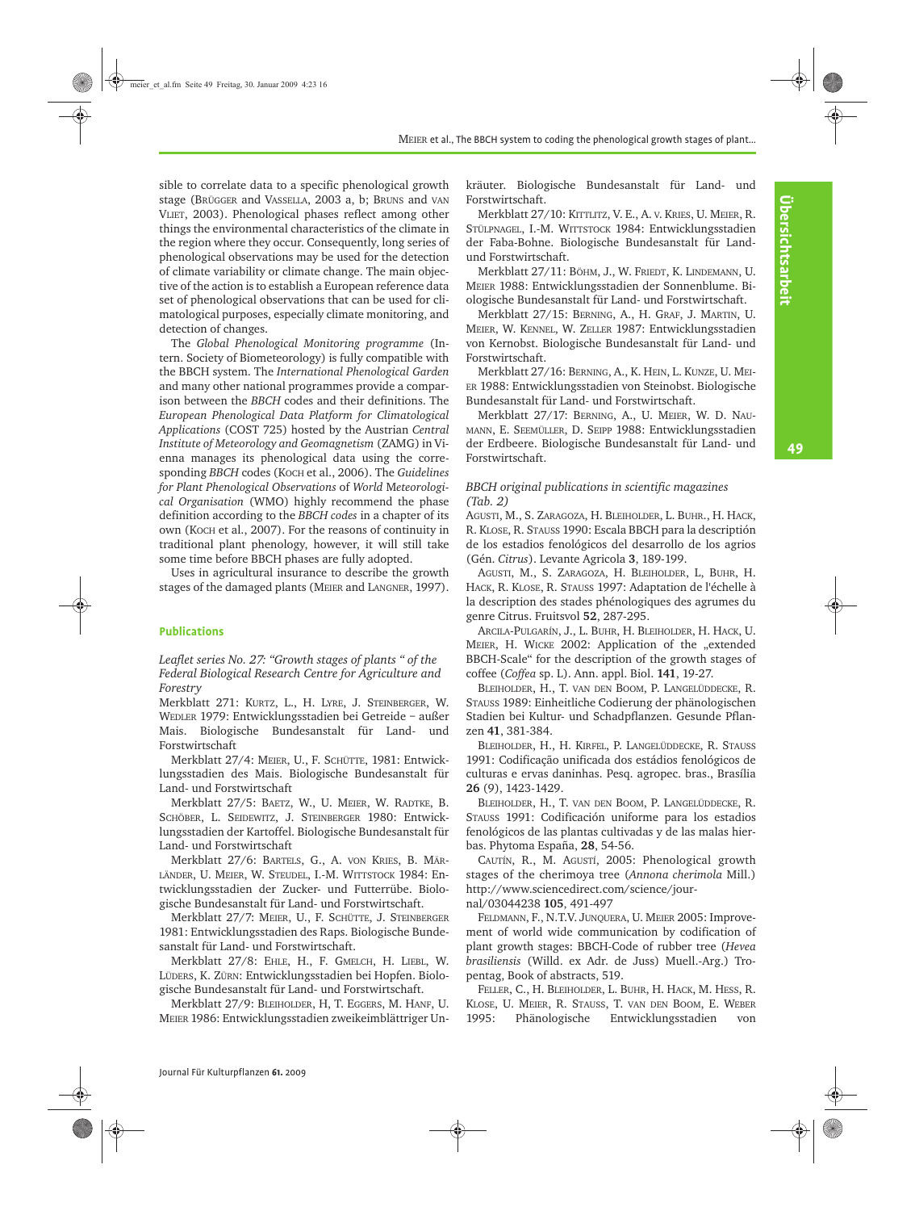sible to correlate data to a specific phenological growth stage (Brügger and Vassella, 2003 a, b; Bruns and van Vliet, 2003). Phenological phases reflect among other things the environmental characteristics of the climate in the region where they occur. Consequently, long series of phenological observations may be used for the detection of climate variability or climate change. The main objective of the action is to establish a European reference data set of phenological observations that can be used for climatological purposes, especially climate monitoring, and detection of changes.

The *Global Phenological Monitoring programme* (Intern. Society of Biometeorology) is fully compatible with the BBCH system. The *International Phenological Garden* and many other national programmes provide a comparison between the *BBCH* codes and their definitions. The *European Phenological Data Platform for Climatological Applications* (COST 725) hosted by the Austrian *Central Institute of Meteorology and Geomagnetism* (ZAMG) in Vienna manages its phenological data using the corresponding *BBCH* codes (Koch et al., 2006). The *Guidelines for Plant Phenological Observations* of *World Meteorological Organisation* (WMO) highly recommend the phase definition according to the *BBCH codes* in a chapter of its own (Koch et al., 2007). For the reasons of continuity in traditional plant phenology, however, it will still take some time before BBCH phases are fully adopted.

Uses in agricultural insurance to describe the growth stages of the damaged plants (Meier and Langner, 1997).

### Publications

*Leaflet series No. 27: "Growth stages of plants " of the Federal Biological Research Centre for Agriculture and Forestry*

Merkblatt 271: Kurtz, L., H. Lyre, J. Steinberger, W. Wedler 1979: Entwicklungsstadien bei Getreide – außer Mais. Biologische Bundesanstalt für Land- und Forstwirtschaft

Merkblatt 27/4: Meier, U., F. Schütte, 1981: Entwicklungsstadien des Mais. Biologische Bundesanstalt für Land- und Forstwirtschaft

Merkblatt 27/5: Baetz, W., U. Meier, W. Radtke, B. Schöber, L. Seidewitz, J. Steinberger 1980: Entwicklungsstadien der Kartoffel. Biologische Bundesanstalt für Land- und Forstwirtschaft

Merkblatt 27/6: Bartels, G., A. von Kries, B. Märländer, U. Meier, W. Steudel, I.-M. Wittstock 1984: Entwicklungsstadien der Zucker- und Futterrübe. Biologische Bundesanstalt für Land- und Forstwirtschaft.

Merkblatt 27/7: Meier, U., F. Schütte, J. Steinberger 1981: Entwicklungsstadien des Raps. Biologische Bundesanstalt für Land- und Forstwirtschaft.

Merkblatt 27/8: Ehle, H., F. Gmelch, H. Liebl, W. Lüders, K. Zürn: Entwicklungsstadien bei Hopfen. Biologische Bundesanstalt für Land- und Forstwirtschaft.

Merkblatt 27/9: Bleiholder, H, T. Eggers, M. Hanf, U. Meier 1986: Entwicklungsstadien zweikeimblättriger Unkräuter. Biologische Bundesanstalt für Land- und Forstwirtschaft.

Merkblatt 27/10: Kittlitz, V. E., A. v. Kries, U. Meier, R. Stülpnagel, I.-M. Wittstock 1984: Entwicklungsstadien der Faba-Bohne. Biologische Bundesanstalt für Land- und Forstwirtschaft.

Merkblatt 27/11: Böhm, J., W. Friedt, K. Lindemann, U. Meier 1988: Entwicklungsstadien der Sonnenblume. Biologische Bundesanstalt für Land- und Forstwirtschaft.

Merkblatt 27/15: Berning, A., H. Graf, J. Martin, U. Meier, W. Kennel, W. Zeller 1987: Entwicklungsstadien von Kernobst. Biologische Bundesanstalt für Land- und Forstwirtschaft.

Merkblatt 27/16: Berning, A., K. Hein, L. Kunze, U. Meier 1988: Entwicklungsstadien von Steinobst. Biologische Bundesanstalt für Land- und Forstwirtschaft.

Merkblatt 27/17: Berning, A., U. Meier, W. D. Naumann, E. Seemüller, D. Seipp 1988: Entwicklungsstadien der Erdbeere. Biologische Bundesanstalt für Land- und Forstwirtschaft.

*BBCH original publications in scientific magazines (Tab. 2)*

Agusti, M., S. Zaragoza, H. Bleiholder, L. Buhr., H. Hack, R. Klose, R. Stauss 1990: Escala BBCH para la descripción de los estadios fenológicos del desarrollo de los agrios (Gén. *Citrus*). Levante Agricola **3**, 189-199.

Agusti, M., S. Zaragoza, H. Bleiholder, L, Buhr, H. Hack, R. Klose, R. Stauss 1997: Adaptation de l'échelle à la description des stades phénologiques des agrumes du genre Citrus. Fruitsvol **52**, 287-295.

Arcila-Pulgarín, J., L. Buhr, H. Bleiholder, H. Hack, U. Meier, H. Wicke 2002: Application of the „extended BBCH-Scale" for the description of the growth stages of coffee (*Coffea* sp. L). Ann. appl. Biol. **141**, 19-27.

Bleiholder, H., T. van den Boom, P. Langelüddecke, R. Stauss 1989: Einheitliche Codierung der phänologischen Stadien bei Kultur- und Schadpflanzen. Gesunde Pflanzen **41**, 381-384.

Bleiholder, H., H. Kirfel, P. Langelüddecke, R. Stauss 1991: Codificação unificada dos estádios fenológicos de culturas e ervas daninhas. Pesq. agropec. bras., Brasília **26** (9), 1423-1429.

Bleiholder, H., T. van den Boom, P. Langelüddecke, R. Stauss 1991: Codificación uniforme para los estadios fenológicos de las plantas cultivadas y de las malas hierbas. Phytoma España, **28**, 54-56.

Cautín, R., M. Agustí, 2005: Phenological growth stages of the cherimoya tree (*Annona cherimola* Mill.) http://www.sciencedirect.com/science/journal/03044238 **105**, 491-497

Feldmann, F., N.T.V. Junquera, U. Meier 2005: Improvement of world wide communication by codification of plant growth stages: BBCH-Code of rubber tree (*Hevea brasiliensis* (Willd. ex Adr. de Juss) Muell.-Arg.) Tropentag, Book of abstracts, 519.

Feller, C., H. Bleiholder, L. Buhr, H. Hack, M. Hess, R. Klose, U. Meier, R. Stauss, T. van den Boom, E. Weber 1995: Phänologische Entwicklungsstadien von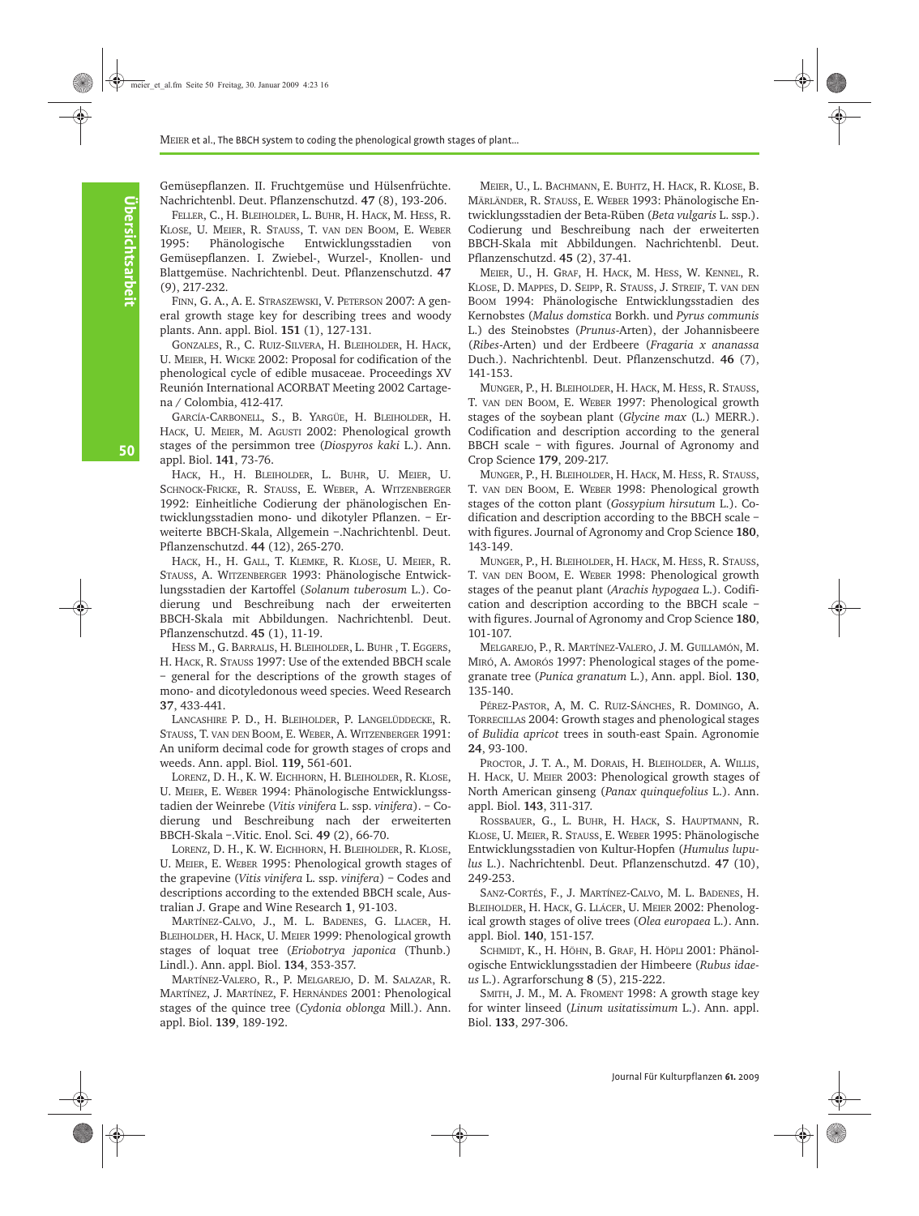Gemüsepflanzen. II. Fruchtgemüse und Hülsenfrüchte. Nachrichtenbl. Deut. Pflanzenschutzd. **47** (8), 193-206.

FELLER, C., H. BLEIHOLDER, L. BUHR, H. HACK, M. HESS, R. KLOSE, U. MEIER, R. STAUSS, T. VAN DEN BOOM, E. WEBER 1995: Phänologische Entwicklungsstadien von Gemüsepflanzen. I. Zwiebel-, Wurzel-, Knollen- und Blattgemüse. Nachrichtenbl. Deut. Pflanzenschutzd. **47** (9), 217-232.

FINN, G. A., A. E. STRASZEWSKI, V. PETERSON 2007: A general growth stage key for describing trees and woody plants. Ann. appl. Biol. **151** (1), 127-131.

GONZALES, R., C. RUIZ-SILVERA, H. BLEIHOLDER, H. HACK, U. MEIER, H. WICKE 2002: Proposal for codification of the phenological cycle of edible musaceae. Proceedings XV Reunión International ACORBAT Meeting 2002 Cartagena / Colombia, 412-417.

GARCÍA-CARBONELL, S., B. YARGÜE, H. BLEIHOLDER, H. HACK, U. MEIER, M. AGUSTI 2002: Phenological growth stages of the persimmon tree (*Diospyros kaki* L.). Ann. appl. Biol. **141**, 73-76.

HACK, H., H. BLEIHOLDER, L. BUHR, U. MEIER, U. SCHNOCK-FRICKE, R. STAUSS, E. WEBER, A. WITZENBERGER 1992: Einheitliche Codierung der phänologischen Entwicklungsstadien mono- und dikotyler Pflanzen. – Erweiterte BBCH-Skala, Allgemein –.Nachrichtenbl. Deut. Pflanzenschutzd. **44** (12), 265-270.

HACK, H., H. GALL, T. KLEMKE, R. KLOSE, U. MEIER, R. STAUSS, A. WITZENBERGER 1993: Phänologische Entwicklungsstadien der Kartoffel (*Solanum tuberosum* L.). Codierung und Beschreibung nach der erweiterten BBCH-Skala mit Abbildungen. Nachrichtenbl. Deut. Pflanzenschutzd. **45** (1), 11-19.

HESS M., G. BARRALIS, H. BLEIHOLDER, L. BUHR , T. EGGERS, H. HACK, R. STAUSS 1997: Use of the extended BBCH scale – general for the descriptions of the growth stages of mono- and dicotyledonous weed species. Weed Research **37**, 433-441.

LANCASHIRE P. D., H. BLEIHOLDER, P. LANGELÜDDECKE, R. STAUSS, T. VAN DEN BOOM, E. WEBER, A. WITZENBERGER 1991: An uniform decimal code for growth stages of crops and weeds. Ann. appl. Biol. **119**, 561-601.

LORENZ, D. H., K. W. EICHHORN, H. BLEIHOLDER, R. KLOSE, U. MEIER, E. WEBER 1994: Phänologische Entwicklungsstadien der Weinrebe (*Vitis vinifera* L. ssp. *vinifera*). – Codierung und Beschreibung nach der erweiterten BBCH-Skala –.Vitic. Enol. Sci. **49** (2), 66-70.

LORENZ, D. H., K. W. EICHHORN, H. BLEIHOLDER, R. KLOSE, U. MEIER, E. WEBER 1995: Phenological growth stages of the grapevine (*Vitis vinifera* L. ssp. *vinifera*) – Codes and descriptions according to the extended BBCH scale, Australian J. Grape and Wine Research **1**, 91-103.

MARTÍNEZ-CALVO, J., M. L. BADENES, G. LLACER, H. BLEIHOLDER, H. HACK, U. MEIER 1999: Phenological growth stages of loquat tree (*Eriobotrya japonica* (Thunb.) Lindl.). Ann. appl. Biol. **134**, 353-357.

MARTÍNEZ-VALERO, R., P. MELGAREJO, D. M. SALAZAR, R. MARTÍNEZ, J. MARTÍNEZ, F. HERNÁNDES 2001: Phenological stages of the quince tree (*Cydonia oblonga* Mill.). Ann. appl. Biol. **139**, 189-192.

MEIER, U., L. BACHMANN, E. BUHTZ, H. HACK, R. KLOSE, B. MÄRLÄNDER, R. STAUSS, E. WEBER 1993: Phänologische Entwicklungsstadien der Beta-Rüben (*Beta vulgaris* L. ssp.). Codierung und Beschreibung nach der erweiterten BBCH-Skala mit Abbildungen. Nachrichtenbl. Deut. Pflanzenschutzd. **45** (2), 37-41.

MEIER, U., H. GRAF, H. HACK, M. HESS, W. KENNEL, R. KLOSE, D. MAPPES, D. SEIPP, R. STAUSS, J. STREIF, T. VAN DEN BOOM 1994: Phänologische Entwicklungsstadien des Kernobstes (*Malus domstica* Borkh. und *Pyrus communis* L.) des Steinobstes (*Prunus*-Arten), der Johannisbeere (*Ribes*-Arten) und der Erdbeere (*Fragaria x ananassa* Duch.). Nachrichtenbl. Deut. Pflanzenschutzd. **46** (7), 141-153.

MUNGER, P., H. BLEIHOLDER, H. HACK, M. HESS, R. STAUSS, T. VAN DEN BOOM, E. WEBER 1997: Phenological growth stages of the soybean plant (*Glycine max* (L.) MERR.). Codification and description according to the general BBCH scale – with figures. Journal of Agronomy and Crop Science **179**, 209-217.

MUNGER, P., H. BLEIHOLDER, H. HACK, M. HESS, R. STAUSS, T. VAN DEN BOOM, E. WEBER 1998: Phenological growth stages of the cotton plant (*Gossypium hirsutum* L.). Codification and description according to the BBCH scale – with figures. Journal of Agronomy and Crop Science **180**, 143-149.

MUNGER, P., H. BLEIHOLDER, H. HACK, M. HESS, R. STAUSS, T. VAN DEN BOOM, E. WEBER 1998: Phenological growth stages of the peanut plant (*Arachis hypogaea* L.). Codification and description according to the BBCH scale – with figures. Journal of Agronomy and Crop Science **180**, 101-107.

MELGAREJO, P., R. MARTÍNEZ-VALERO, J. M. GUILLAMÓN, M. MIRÓ, A. AMORÓS 1997: Phenological stages of the pomegranate tree (*Punica granatum* L.), Ann. appl. Biol. **130**, 135-140.

PÉREZ-PASTOR, A, M. C. RUIZ-SÁNCHES, R. DOMINGO, A. TORRECILLAS 2004: Growth stages and phenological stages of *Bulidia apricot* trees in south-east Spain. Agronomie **24**, 93-100.

PROCTOR, J. T. A., M. DORAIS, H. BLEIHOLDER, A. WILLIS, H. HACK, U. MEIER 2003: Phenological growth stages of North American ginseng (*Panax quinquefolius* L.). Ann. appl. Biol. **143**, 311-317.

ROSSBAUER, G., L. BUHR, H. HACK, S. HAUPTMANN, R. KLOSE, U. MEIER, R. STAUSS, E. WEBER 1995: Phänologische Entwicklungsstadien von Kultur-Hopfen (*Humulus lupulus* L.). Nachrichtenbl. Deut. Pflanzenschutzd. **47** (10), 249-253.

SANZ-CORTÉS, F., J. MARTÍNEZ-CALVO, M. L. BADENES, H. BLEIHOLDER, H. HACK, G. LLÁCER, U. MEIER 2002: Phenological growth stages of olive trees (*Olea europaea* L.). Ann. appl. Biol. **140**, 151-157.

SCHMIDT, K., H. HÖHN, B. GRAF, H. HÖPLI 2001: Phänologische Entwicklungsstadien der Himbeere (*Rubus idaeus* L.). Agrarforschung **8** (5), 215-222.

SMITH, J. M., M. A. FROMENT 1998: A growth stage key for winter linseed (*Linum usitatissimum* L.). Ann. appl. Biol. **133**, 297-306.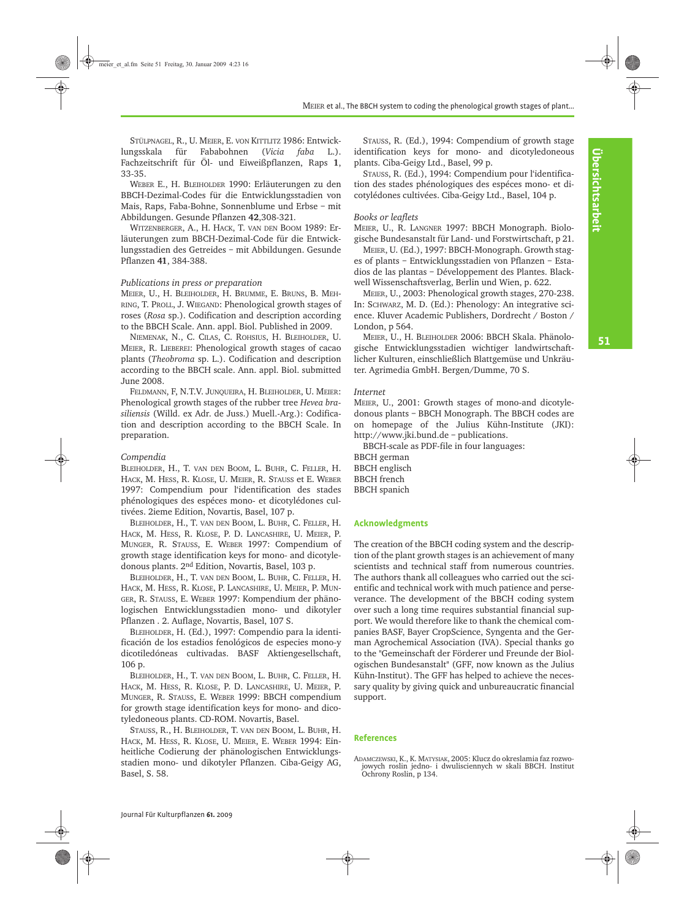STÜLPNAGEL, R., U. MEIER, E. VON KITTLITZ 1986: Entwicklungsskala für Fababohnen (*Vicia faba* L.). Fachzeitschrift für Öl- und Eiweißpflanzen, Raps **1**, 33-35.

WEBER E., H. BLEIHOLDER 1990: Erläuterungen zu den BBCH-Dezimal-Codes für die Entwicklungsstadien von Mais, Raps, Faba-Bohne, Sonnenblume und Erbse – mit Abbildungen. Gesunde Pflanzen **42**,308-321.

WITZENBERGER, A., H. HACK, T. VAN DEN BOOM 1989: Erläuterungen zum BBCH-Dezimal-Code für die Entwicklungsstadien des Getreides – mit Abbildungen. Gesunde Pflanzen **41**, 384-388.

*Publications in press or preparation*

MEIER, U., H. BLEIHOLDER, H. BRUMME, E. BRUNS, B. MEHRING, T. PROLL, J. WIEGAND: Phenological growth stages of roses (*Rosa* sp.). Codification and description according to the BBCH Scale. Ann. appl. Biol. Published in 2009.

NIEMENAK, N., C. CILAS, C. ROHSIUS, H. BLEIHOLDER, U. MEIER, R. LIEBEREI: Phenological growth stages of cacao plants (*Theobroma* sp. L.). Codification and description according to the BBCH scale. Ann. appl. Biol. submitted June 2008.

FELDMANN, F, N.T.V. JUNQUEIRA, H. BLEIHOLDER, U. MEIER: Phenological growth stages of the rubber tree *Hevea brasiliensis* (Willd. ex Adr. de Juss.) Muell.-Arg.): Codification and description according to the BBCH Scale. In preparation.

*Compendia*

BLEIHOLDER, H., T. VAN DEN BOOM, L. BUHR, C. FELLER, H. HACK, M. HESS, R. KLOSE, U. MEIER, R. STAUSS et E. WEBER 1997: Compendium pour l'identification des stades phénologiques des espéces mono- et dicotylédones cultivées. 2ieme Edition, Novartis, Basel, 107 p.

BLEIHOLDER, H., T. VAN DEN BOOM, L. BUHR, C. FELLER, H. HACK, M. HESS, R. KLOSE, P. D. LANCASHIRE, U. MEIER, P. MUNGER, R. STAUSS, E. WEBER 1997: Compendium of growth stage identification keys for mono- and dicotyledonous plants. 2nd Edition, Novartis, Basel, 103 p.

BLEIHOLDER, H., T. VAN DEN BOOM, L. BUHR, C. FELLER, H. HACK, M. HESS, R. KLOSE, P. LANCASHIRE, U. MEIER, P. MUNGER, R. STAUSS, E. WEBER 1997: Kompendium der phänologischen Entwicklungsstadien mono- und dikotyler Pflanzen . 2. Auflage, Novartis, Basel, 107 S.

BLEIHOLDER, H. (Ed.), 1997: Compendio para la identificación de los estadios fenológicos de especies mono-y dicotiledóneas cultivadas. BASF Aktiengesellschaft, 106 p.

BLEIHOLDER, H., T. VAN DEN BOOM, L. BUHR, C. FELLER, H. HACK, M. HESS, R. KLOSE, P. D. LANCASHIRE, U. MEIER, P. MUNGER, R. STAUSS, E. WEBER 1999: BBCH compendium for growth stage identification keys for mono- and dicotyledoneous plants. CD-ROM. Novartis, Basel.

STAUSS, R., H. BLEIHOLDER, T. VAN DEN BOOM, L. BUHR, H. HACK, M. HESS, R. KLOSE, U. MEIER, E. WEBER 1994: Einheitliche Codierung der phänologischen Entwicklungsstadien mono- und dikotyler Pflanzen. Ciba-Geigy AG, Basel, S. 58.

STAUSS, R. (Ed.), 1994: Compendium of growth stage identification keys for mono- and dicotyledoneous plants. Ciba-Geigy Ltd., Basel, 99 p.

STAUSS, R. (Ed.), 1994: Compendium pour l'identification des stades phénologiques des espéces mono- et dicotylédones cultivées. Ciba-Geigy Ltd., Basel, 104 p.

*Books or leaflets*

MEIER, U., R. LANGNER 1997: BBCH Monograph. Biologische Bundesanstalt für Land- und Forstwirtschaft, p 21.

MEIER, U. (Ed.), 1997: BBCH-Monograph. Growth stages of plants – Entwicklungsstadien von Pflanzen – Estadios de las plantas – Développement des Plantes. Blackwell Wissenschaftsverlag, Berlin und Wien, p. 622.

MEIER, U., 2003: Phenological growth stages, 270-238. In: SCHWARZ, M. D. (Ed.): Phenology: An integrative science. Kluver Academic Publishers, Dordrecht / Boston / London, p 564.

MEIER, U., H. BLEIHOLDER 2006: BBCH Skala. Phänologische Entwicklungsstadien wichtiger landwirtschaftlicher Kulturen, einschließlich Blattgemüse und Unkräuter. Agrimedia GmbH. Bergen/Dumme, 70 S.

*Internet*

MEIER, U., 2001: Growth stages of mono-and dicotyledonous plants – BBCH Monograph. The BBCH codes are on homepage of the Julius Kühn-Institute (JKI): http://www.jki.bund.de – publications.

BBCH-scale as PDF-file in four languages:
BBCH german
BBCH englisch
BBCH french
BBCH spanich

## Acknowledgments

The creation of the BBCH coding system and the description of the plant growth stages is an achievement of many scientists and technical staff from numerous countries. The authors thank all colleagues who carried out the scientific and technical work with much patience and perseverance. The development of the BBCH coding system over such a long time requires substantial financial support. We would therefore like to thank the chemical companies BASF, Bayer CropScience, Syngenta and the German Agrochemical Association (IVA). Special thanks go to the "Gemeinschaft der Förderer und Freunde der Biologischen Bundesanstalt" (GFF, now known as the Julius Kühn-Institut). The GFF has helped to achieve the necessary quality by giving quick and unbureaucratic financial support.

## References

ADAMCZEWSKI, K., K. MATYSIAK, 2005: Klucz do okreslamia faz rozwojowych roslin jedno- i dwulisciennych w skali BBCH. Institut Ochrony Roslin, p 134.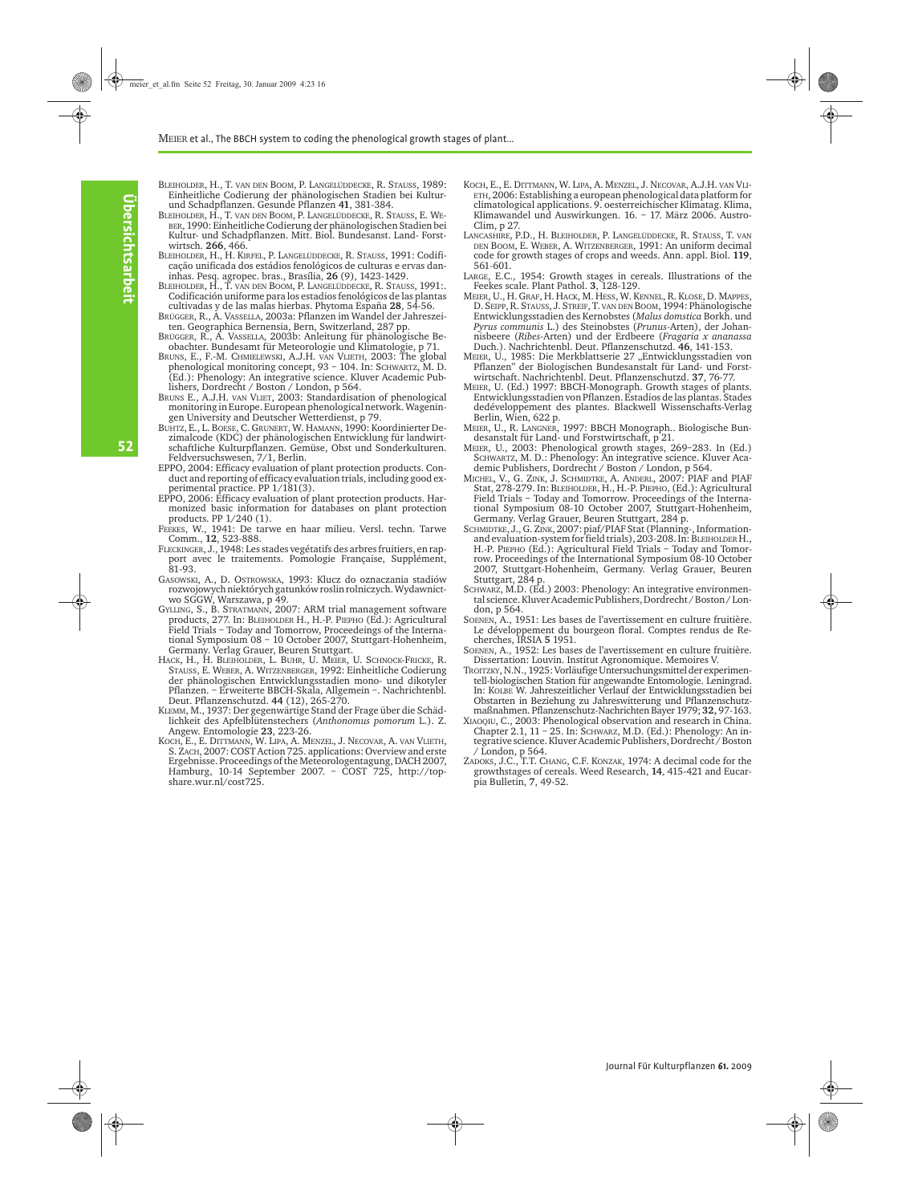BLEIHOLDER, H., T. VAN DEN BOOM, P. LANGELÜDDECKE, R. STAUSS, 1989: Einheitliche Codierung der phänologischen Stadien bei Kultur- und Schadpflanzen. Gesunde Pflanzen **41**, 381-384.

BLEIHOLDER, H., T. VAN DEN BOOM, P. LANGELÜDDECKE, R. STAUSS, E. WEBER, 1990: Einheitliche Codierung der phänologischen Stadien bei Kultur- und Schadpflanzen. Mitt. Biol. Bundesanst. Land- Forstwirtsch. **266**, 466.

BLEIHOLDER, H., H. KIRFEL, P. LANGELÜDDECKE, R. STAUSS, 1991: Codificação unificada dos estádios fenológicos de culturas e ervas daninhas. Pesq. agropec. bras., Brasília, **26** (9), 1423-1429.

BLEIHOLDER, H., T. VAN DEN BOOM, P. LANGELÜDDECKE, R. STAUSS, 1991:. Codificación uniforme para los estadios fenológicos de las plantas cultivadas y de las malas hierbas. Phytoma España **28**, 54-56.

BRÜGGER, R., A. VASSELLA, 2003a: Pflanzen im Wandel der Jahreszeiten. Geographica Bernensia, Bern, Switzerland, 287 pp.

BRÜGGER, R., A. VASSELLA, 2003b: Anleitung für phänologische Beobachter. Bundesamt für Meteorologie und Klimatologie, p 71.

BRUNS, E., F.-M. CHMIELEWSKI, A.J.H. VAN VLIETH, 2003: The global phenological monitoring concept, 93 – 104. In: SCHWARTZ, M. D. (Ed.): Phenology: An integrative science. Kluver Academic Publishers, Dordrecht / Boston / London, p 564.

BRUNS E., A.J.H. VAN VLIET, 2003: Standardisation of phenological monitoring in Europe. European phenological network. Wageningen University and Deutscher Wetterdienst, p 79.

BUHTZ, E., L. BOESE, C. GRUNERT, W. HAMANN, 1990: Koordinierter Dezimalcode (KDC) der phänologischen Entwicklung für landwirtschaftliche Kulturpflanzen. Gemüse, Obst und Sonderkulturen. Feldversuchswesen, 7/1, Berlin.

EPPO, 2004: Efficacy evaluation of plant protection products. Conduct and reporting of efficacy evaluation trials, including good experimental practice. PP 1/181(3).

EPPO, 2006: Efficacy evaluation of plant protection products. Harmonized basic information for databases on plant protection products. PP 1/240 (1).

FEEKES, W., 1941: De tarwe en haar milieu. Versl. techn. Tarwe Comm., **12**, 523-888.

FLECKINGER, J., 1948: Les stades vegétatifs des arbres fruitiers, en rapport avec le traitements. Pomologie Française, Supplément, 81-93.

GASOWSKI, A., D. OSTROWSKA, 1993: Klucz do oznaczania stadiów rozwojowych niektórych gatunków roslin rolniczych. Wydawnictwo SGGW, Warszawa, p 49.

GYLLING, S., B. STRATMANN, 2007: ARM trial management software products, 277. In: BLEIHOLDER H., H.-P. PIEPHO (Ed.): Agricultural Field Trials – Today and Tomorrow, Proceedeings of the International Symposium 08 – 10 October 2007, Stuttgart-Hohenheim, Germany. Verlag Grauer, Beuren Stuttgart.

HACK, H., H. BLEIHOLDER, L. BUHR, U. MEIER, U. SCHNOCK-FRICKE, R. STAUSS, E. WEBER, A. WITZENBERGER, 1992: Einheitliche Codierung der phänologischen Entwicklungsstadien mono- und dikotyler Pflanzen. – Erweiterte BBCH-Skala, Allgemein –. Nachrichtenbl. Deut. Pflanzenschutzd. **44** (12), 265-270.

KLEMM, M., 1937: Der gegenwärtige Stand der Frage über die Schädlichkeit des Apfelblütenstechers (*Anthonomus pomorum* L.). Z. Angew. Entomologie **23**, 223-26.

KOCH, E., E. DITTMANN, W. LIPA, A. MENZEL, J. NECOVAR, A. VAN VLIETH, S. ZACH, 2007: COST Action 725. applications: Overview and erste Ergebnisse. Proceedings of the Meteorologentagung, DACH 2007, Hamburg, 10-14 September 2007. – COST 725, http://topshare.wur.nl/cost725.

KOCH, E., E. DITTMANN, W. LIPA, A. MENZEL, J. NECOVAR, A.J.H. VAN VLIETH, 2006: Establishing a european phenological data platform for climatological applications. 9. oesterreichischer Klimatag. Klima, Klimawandel und Auswirkungen. 16. – 17. März 2006. Austro-Clim, p 27.

LANCASHIRE, P.D., H. BLEIHOLDER, P. LANGELÜDDECKE, R. STAUSS, T. VAN DEN BOOM, E. WEBER, A. WITZENBERGER, 1991: An uniform decimal code for growth stages of crops and weeds. Ann. appl. Biol. **119**, 561-601.

LARGE, E.C., 1954: Growth stages in cereals. Illustrations of the Feekes scale. Plant Pathol. **3**, 128-129.

MEIER, U., H. GRAF, H. HACK, M. HESS, W. KENNEL, R. KLOSE, D. MAPPES, D. SEIPP, R. STAUSS, J. STREIF, T. VAN DEN BOOM, 1994: Phänologische Entwicklungsstadien des Kernobstes (*Malus domstica* Borkh. und *Pyrus communis* L.) des Steinobstes (*Prunus*-Arten), der Johannisbeere (*Ribes*-Arten) und der Erdbeere (*Fragaria x ananassa* Duch.). Nachrichtenbl. Deut. Pflanzenschutzd. **46**, 141-153.

MEIER, U., 1985: Die Merkblattserie 27 „Entwicklungsstadien von Pflanzen" der Biologischen Bundesanstalt für Land- und Forstwirtschaft. Nachrichtenbl. Deut. Pflanzenschutzd. **37**, 76-77.

MEIER, U. (Ed.) 1997: BBCH-Monograph. Growth stages of plants. Entwicklungsstadien von Pflanzen. Estadios de las plantas. Stades dedéveloppement des plantes. Blackwell Wissenschafts-Verlag Berlin, Wien, 622 p.

MEIER, U., R. LANGNER, 1997: BBCH Monograph.. Biologische Bundesanstalt für Land- und Forstwirtschaft, p 21.

MEIER, U., 2003: Phenological growth stages, 269–283. In (Ed.) SCHWARTZ, M. D.: Phenology: An integrative science. Kluver Academic Publishers, Dordrecht / Boston / London, p 564.

MICHEL, V., G. ZINK, J. SCHMIDTKE, A. ANDERL, 2007: PIAF and PIAF Stat, 278-279. In: BLEIHOLDER, H., H.-P. PIEPHO, (Ed.): Agricultural Field Trials – Today and Tomorrow. Proceedings of the International Symposium 08-10 October 2007, Stuttgart-Hohenheim, Germany. Verlag Grauer, Beuren Stuttgart, 284 p.

SCHMIDTKE, J., G. ZINK, 2007: piaf/PIAF Stat (Planning-, Information- and evaluation-system for field trials), 203-208. In: BLEIHOLDER H., H.-P. PIEPHO (Ed.): Agricultural Field Trials – Today and Tomorrow. Proceedings of the International Symposium 08-10 October 2007, Stuttgart-Hohenheim, Germany. Verlag Grauer, Beuren Stuttgart, 284 p.

SCHWARZ, M.D. (Ed.) 2003: Phenology: An integrative environmental science. Kluver Academic Publishers, Dordrecht / Boston / London, p 564.

SOENEN, A., 1951: Les bases de l'avertissement en culture fruitière. Le développement du bourgeon floral. Comptes rendus de Recherches, IRSIA **5** 1951.

SOENEN, A., 1952: Les bases de l'avertissement en culture fruitière. Dissertation: Louvin. Institut Agronomique. Memoires V.

TROITZKY, N.N., 1925: Vorläufige Untersuchungsmittel der experimentell-biologischen Station für angewandte Entomologie. Leningrad. In: KOLBE W. Jahreszeitlicher Verlauf der Entwicklungsstadien bei Obstarten in Beziehung zu Jahreswitterung und Pflanzenschutzmaßnahmen. Pflanzenschutz-Nachrichten Bayer 1979; **32**, 97-163.

XIAOQIU, C., 2003: Phenological observation and research in China. Chapter 2.1, 11 – 25. In: SCHWARZ, M.D. (Ed.): Phenology: An integrative science. Kluver Academic Publishers, Dordrecht / Boston / London, p 564.

ZADOKS, J.C., T.T. CHANG, C.F. KONZAK, 1974: A decimal code for the growthstages of cereals. Weed Research, **14**, 415-421 and Eucarpia Bulletin, **7**, 49-52.